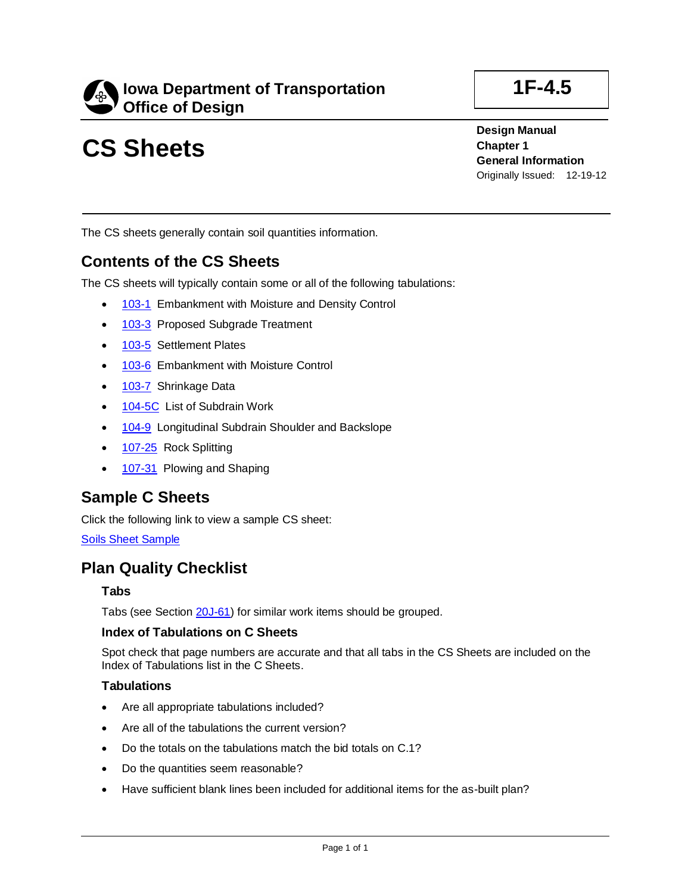**Iowa Department of Transportation**
**Office of Design**

**1F-4.5**

# CS Sheets

**Design Manual**
**Chapter 1**
**General Information**
Originally Issued: 12-19-12

The CS sheets generally contain soil quantities information.

## Contents of the CS Sheets

The CS sheets will typically contain some or all of the following tabulations:

- 103-1 Embankment with Moisture and Density Control
- 103-3 Proposed Subgrade Treatment
- 103-5 Settlement Plates
- 103-6 Embankment with Moisture Control
- 103-7 Shrinkage Data
- 104-5C List of Subdrain Work
- 104-9 Longitudinal Subdrain Shoulder and Backslope
- 107-25 Rock Splitting
- 107-31 Plowing and Shaping

## Sample C Sheets

Click the following link to view a sample CS sheet:

Soils Sheet Sample

## Plan Quality Checklist

### Tabs

Tabs (see Section 20J-61) for similar work items should be grouped.

### Index of Tabulations on C Sheets

Spot check that page numbers are accurate and that all tabs in the CS Sheets are included on the Index of Tabulations list in the C Sheets.

### Tabulations

- Are all appropriate tabulations included?
- Are all of the tabulations the current version?
- Do the totals on the tabulations match the bid totals on C.1?
- Do the quantities seem reasonable?
- Have sufficient blank lines been included for additional items for the as-built plan?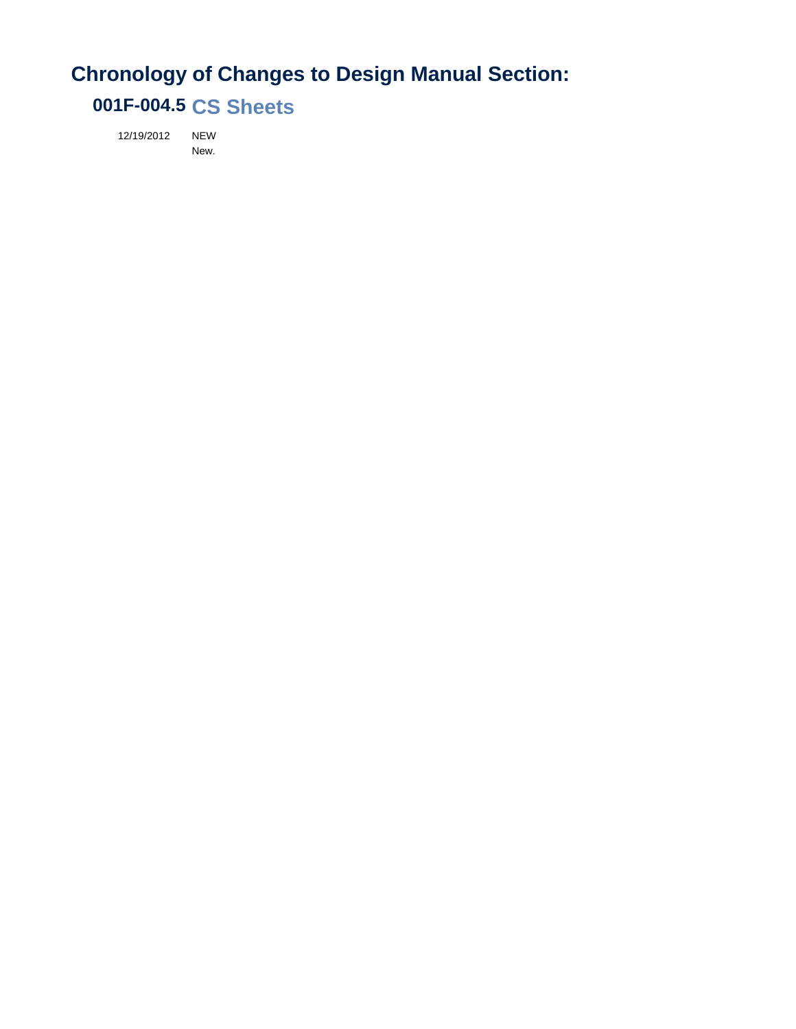# Chronology of Changes to Design Manual Section:

## 001F-004.5 CS Sheets

12/19/2012 NEW

New.